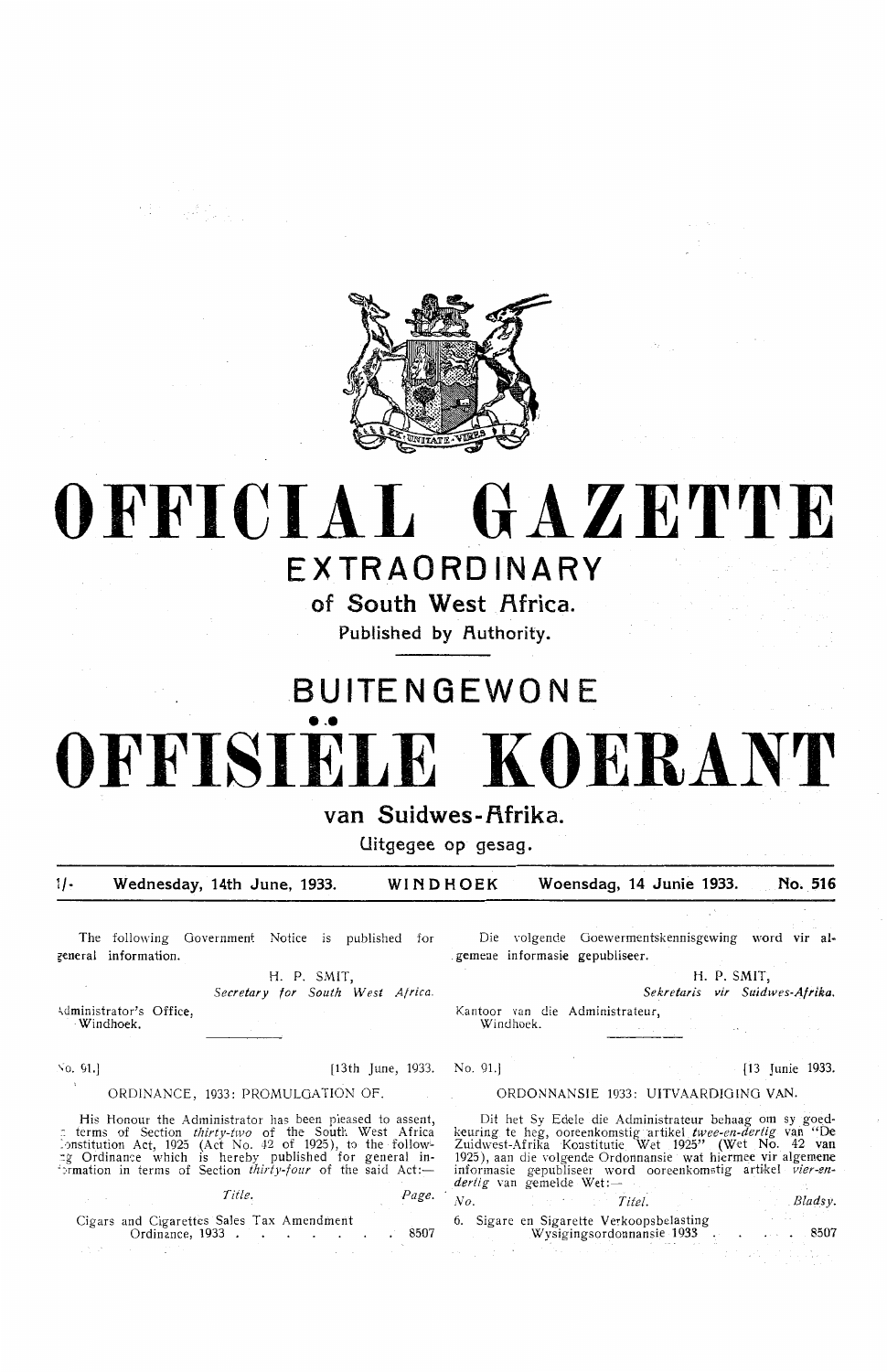# OFFICIAL GAZETTE

## EXTRAORDINARY

### of South West Africa.

Published by Authority.

## BUITENGEWONE

# OFFISIËLE KOERANT

### van Suidwes-Afrika.

Uitgegee op gesag.

1/- Wednesday, 14th June, 1933. WINDHOEK Woensdag, 14 Junie 1933. No. 516

The following Government Notice is published for general information.

H. P. SMIT,
*Secretary for South West Africa.*

Administrator's Office,
Windhoek.

No. 91.] [13th June, 1933.

ORDINANCE, 1933: PROMULGATION OF.

His Honour the Administrator has been pleased to assent, in terms of Section *thirty-two* of the South West Africa Constitution Act, 1925 (Act No. 42 of 1925), to the following Ordinance which is hereby published for general information in terms of Section *thirty-four* of the said Act:—

| *Title.* | *Page.* |
|---|---|
| Cigars and Cigarettes Sales Tax Amendment Ordinance, 1933 | 8507 |

Die volgende Goewermentskennisgewing word vir algemene informasie gepubliseer.

H. P. SMIT,
*Sekretaris vir Suidwes-Afrika.*

Kantoor van die Administrateur,
Windhoek.

No. 91.] [13 Junie 1933.

ORDONNANSIE 1933: UITVAARDIGING VAN.

Dit het Sy Edele die Administrateur behaag om sy goedkeuring te heg, ooreenkomstig artikel *twee-en-dertig* van "De Zuidwest-Afrika Konstitutie Wet 1925" (Wet No. 42 van 1925), aan die volgende Ordonnansie wat hiermee vir algemene informasie gepubliseer word ooreenkomstig artikel *vier-en-dertig* van gemelde Wet:—

| *No.* | *Titel.* | *Bladsy.* |
|---|---|---|
| 6. | Sigare en Sigarette Verkoopsbelasting Wysigingsordonnansie 1933 | 8507 |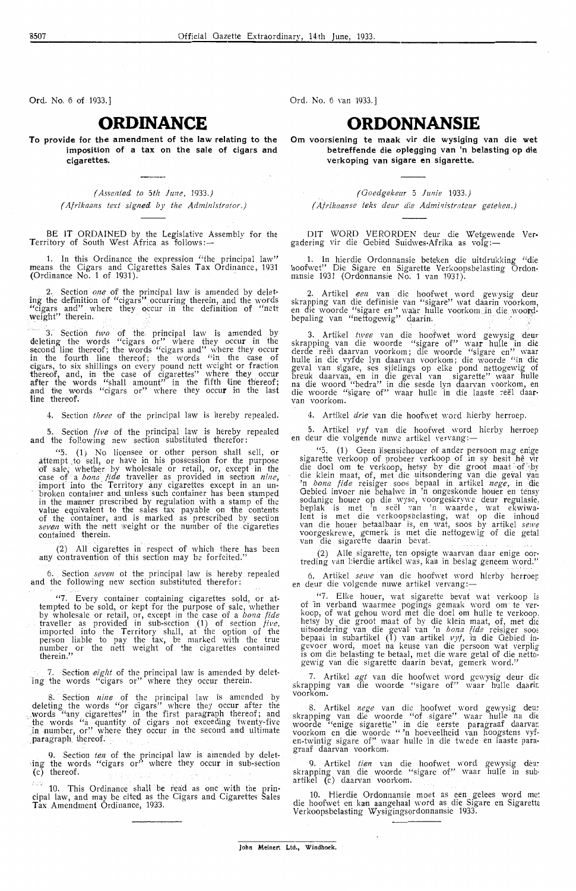Ord. No. 6 of 1933.]

# ORDINANCE

**To provide for the amendment of the law relating to the imposition of a tax on the sale of cigars and cigarettes.**

*(Assented to 5th June, 1933.)*

*(Afrikaans text signed by the Administrator.)*

BE IT ORDAINED by the Legislative Assembly for the Territory of South West Africa as follows:—

1. In this Ordinance the expression "the principal law" means the Cigars and Cigarettes Sales Tax Ordinance, 1931 (Ordinance No. 1 of 1931).

2. Section *one* of the principal law is amended by deleting the definition of "cigars" occurring therein, and the words "cigars and" where they occur in the definition of "nett weight" therein.

3. Section *two* of the principal law is amended by deleting the words "cigars or" where they occur in the second line thereof; the words "cigars and" where they occur in the fourth line thereof; the words "in the case of cigars, to six shillings on every pound nett weight or fraction thereof, and, in the case of cigarettes" where they occur after the words "shall amount" in the fifth line thereof; and the words "cigars or" where they occur in the last line thereof.

4. Section *three* of the principal law is hereby repealed.

5. Section *five* of the principal law is hereby repealed and the following new section substituted therefor:

"5. (1) No licensee or other person shall sell, or attempt to sell, or have in his possession for the purpose of sale, whether by wholesale or retail, or, except in the case of a *bona fide* traveller as provided in section *nine*, import into the Territory any cigarettes except in an unbroken container and unless such container has been stamped in the manner prescribed by regulation with a stamp of the value equivalent to the sales tax payable on the contents of the container, and is marked as prescribed by section *seven* with the nett weight or the number of the cigarettes contained therein.

(2) All cigarettes in respect of which there has been any contravention of this section may be forfeited."

6. Section *seven* of the principal law is hereby repealed and the following new section substituted therefor:

"7. Every container containing cigarettes sold, or attempted to be sold, or kept for the purpose of sale, whether by wholesale or retail, or, except in the case of a *bona fide* traveller as provided in sub-section (1) of section *five*, imported into the Territory shall, at the option of the person liable to pay the tax, be marked with the true number or the nett weight of the cigarettes contained therein."

7. Section *eight* of the principal law is amended by deleting the words "cigars or" where they occur therein.

8. Section *nine* of the principal law is amended by deleting the words "or cigars" where they occur after the words "any cigarettes" in the first paragraph thereof; and the words "a quantity of cigars not exceeding twenty-five in number, or" where they occur in the second and ultimate paragraph thereof.

9. Section *ten* of the principal law is amended by deleting the words "cigars or" where they occur in sub-section (c) thereof.

10. This Ordinance shall be read as one with the principal law, and may be cited as the Cigars and Cigarettes Sales Tax Amendment Ordinance, 1933.

---

Ord. No. 6 van 1933.]

# ORDONNANSIE

**Om voorsiening te maak vir die wysiging van die wet betreffende die oplegging van 'n belasting op die verkoping van sigare en sigarette.**

*(Goedgekeur 5 Junie 1933.)*

*(Afrikaanse teks deur die Administrateur geteken.)*

DIT WORD VERORDEN deur die Wetgewende Vergadering vir die Gebied Suidwes-Afrika as volg:—

1. In hierdie Ordonnansie beteken die uitdrukking "die hoofwet" Die Sigare en Sigarette Verkoopsbelasting Ordonnansie 1931 (Ordonnansie No. 1 van 1931).

2. Artikel *een* van die hoofwet word gewysig deur skrapping van die definisie van "sigare" wat daarin voorkom, en die woorde "sigare en" waar hulle voorkom in die woordbepaling van "nettogewig" daarin.

3. Artikel *twee* van die hoofwet word gewysig deur skrapping van die woorde "sigare of" waar hulle in die derde reël daarvan voorkom; die woorde "sigare en" waar hulle in die vyfde lyn daarvan voorkom; die woorde "in die geval van sigare, ses sjielings op elke pond nettogewig of breuk daarvan, en in die geval van sigarette" waar hulle na die woord "bedra" in die sesde lyn daarvan voorkom, en die woorde "sigare of" waar hulle in die laaste reël daarvan voorkom.

4. Artikel *drie* van die hoofwet word hierby herroep.

5. Artikel *vyf* van die hoofwet word hierby herroep en deur die volgende nuwe artikel vervang:—

"5. (1) Geen lisensiehouer of ander persoon mag enige sigarette verkoop of probeer verkoop of in sy besit hê vir die doel om te verkoop, hetsy by die groot maat of by die klein maat, of, met die uitsondering van die geval van 'n *bona fide* reisiger soos bepaal in artikel *nege*, in die Gebied invoer nie behalwe in 'n ongeskonde houer en tensy sodanige houer op die wyse, voorgeskrywe deur regulasie, beplak is met 'n seël van 'n waarde, wat ekwiwalent is met die verkoopsbelasting, wat op die inhoud van die houer betaalbaar is, en wat, soos by artikel *sewe* voorgeskrewe, gemerk is met die nettogewig of die getal van die sigarette daarin bevat.

(2) Alle sigarette, ten opsigte waarvan daar enige oortreding van hierdie artikel was, kan in beslag geneem word."

6. Artikel *sewe* van die hoofwet word hierby herroep en deur die volgende nuwe artikel vervang:—

"7. Elke houer, wat sigarette bevat wat verkoop is of in verband waarmee pogings gemaak word om te verkoop, of wat gehou word met die doel om hulle te verkoop, hetsy by die groot maat of by die klein maat, of, met die uitsondering van die geval van 'n *bona fide* reisiger soos bepaal in subartikel (1) van artikel *vyf*, in die Gebied ingevoer word, moet na keuse van die persoon wat verplig is om die belasting te betaal, met die ware getal of die nettogewig van die sigarette daarin bevat, gemerk word."

7. Artikel *agt* van die hoofwet word gewysig deur die skrapping van die woorde "sigare of" waar hulle daarin voorkom.

8. Artikel *nege* van die hoofwet word gewysig deur skrapping van die woorde "of sigare" waar hulle na die woorde "enige sigarette" in die eerste paragraaf daarvan voorkom en die woorde "'n hoeveelheid van hoogstens vyf-en-twintig sigare of" waar hulle in die twede en laaste paragraaf daarvan voorkom.

9. Artikel *tien* van die hoofwet word gewysig deur skrapping van die woorde "sigare of" waar hulle in subartikel (c) daarvan voorkom.

10. Hierdie Ordonnansie moet as een gelees word met die hoofwet en kan aangehaal word as die Sigare en Sigarette Verkoopsbelasting Wysigingsordonnansie 1933.

---

John Meinert Ltd., Windhoek.